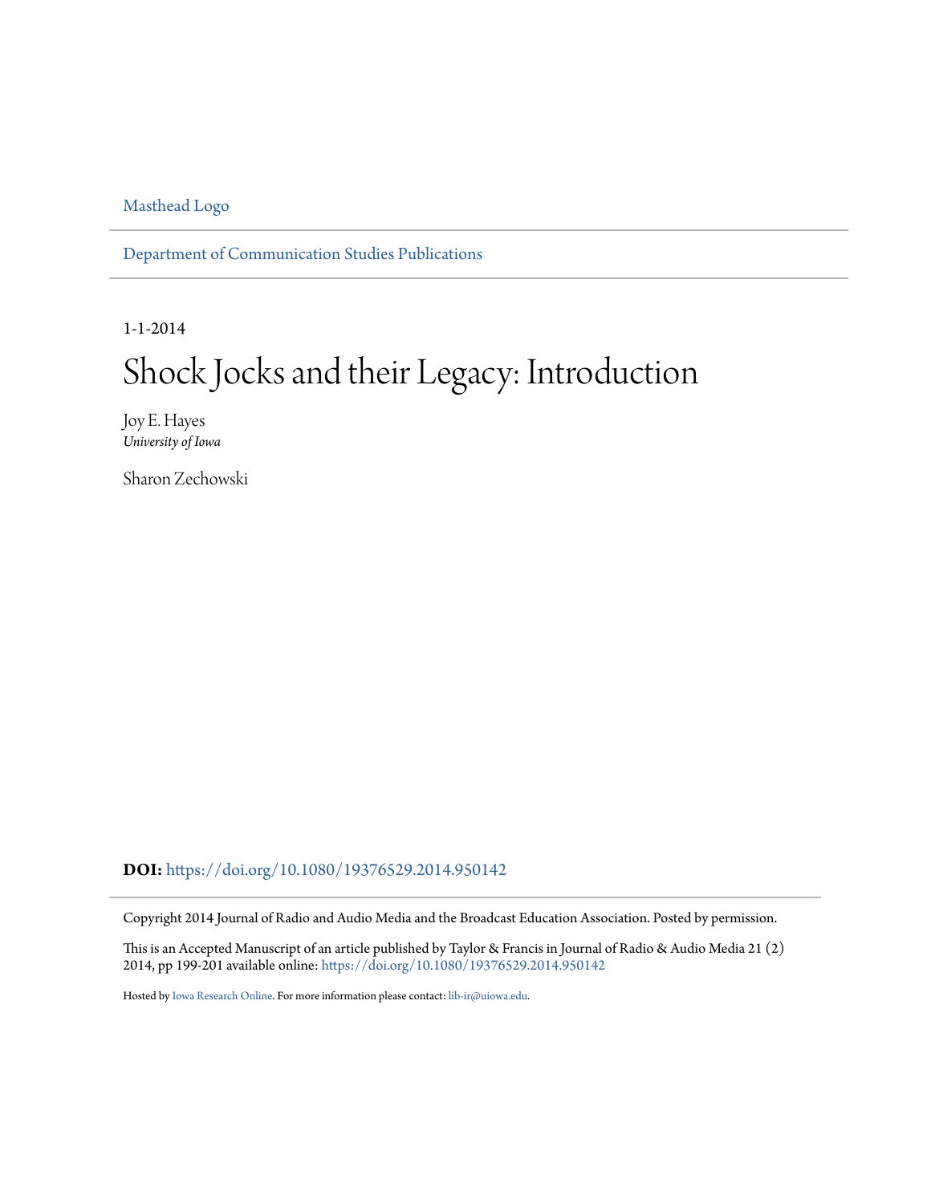Masthead Logo

Department of Communication Studies Publications

1-1-2014

# Shock Jocks and their Legacy: Introduction

Joy E. Hayes
*University of Iowa*

Sharon Zechowski

**DOI:** https://doi.org/10.1080/19376529.2014.950142

Copyright 2014 Journal of Radio and Audio Media and the Broadcast Education Association. Posted by permission.

This is an Accepted Manuscript of an article published by Taylor & Francis in Journal of Radio & Audio Media 21 (2) 2014, pp 199-201 available online: https://doi.org/10.1080/19376529.2014.950142

Hosted by Iowa Research Online. For more information please contact: lib-ir@uiowa.edu.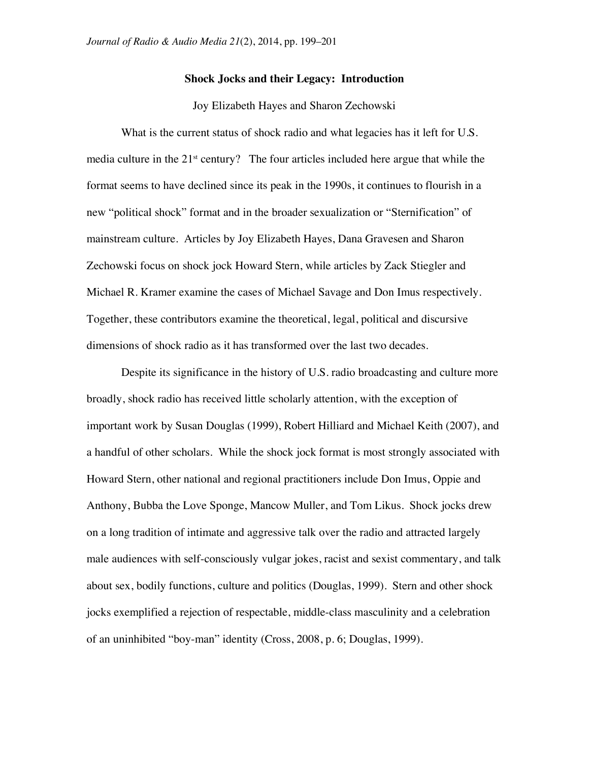**Shock Jocks and their Legacy: Introduction**

Joy Elizabeth Hayes and Sharon Zechowski

What is the current status of shock radio and what legacies has it left for U.S. media culture in the 21st century? The four articles included here argue that while the format seems to have declined since its peak in the 1990s, it continues to flourish in a new "political shock" format and in the broader sexualization or "Sternification" of mainstream culture. Articles by Joy Elizabeth Hayes, Dana Gravesen and Sharon Zechowski focus on shock jock Howard Stern, while articles by Zack Stiegler and Michael R. Kramer examine the cases of Michael Savage and Don Imus respectively. Together, these contributors examine the theoretical, legal, political and discursive dimensions of shock radio as it has transformed over the last two decades.

Despite its significance in the history of U.S. radio broadcasting and culture more broadly, shock radio has received little scholarly attention, with the exception of important work by Susan Douglas (1999), Robert Hilliard and Michael Keith (2007), and a handful of other scholars. While the shock jock format is most strongly associated with Howard Stern, other national and regional practitioners include Don Imus, Oppie and Anthony, Bubba the Love Sponge, Mancow Muller, and Tom Likus. Shock jocks drew on a long tradition of intimate and aggressive talk over the radio and attracted largely male audiences with self-consciously vulgar jokes, racist and sexist commentary, and talk about sex, bodily functions, culture and politics (Douglas, 1999). Stern and other shock jocks exemplified a rejection of respectable, middle-class masculinity and a celebration of an uninhibited "boy-man" identity (Cross, 2008, p. 6; Douglas, 1999).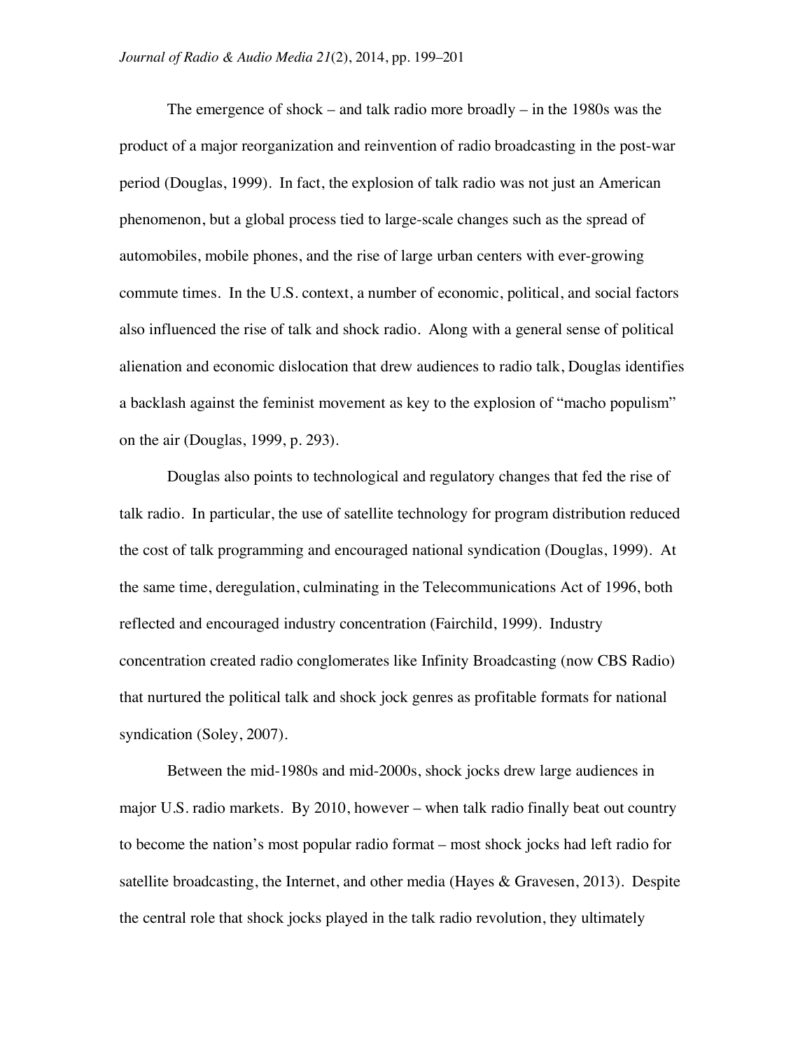The emergence of shock – and talk radio more broadly – in the 1980s was the product of a major reorganization and reinvention of radio broadcasting in the post-war period (Douglas, 1999). In fact, the explosion of talk radio was not just an American phenomenon, but a global process tied to large-scale changes such as the spread of automobiles, mobile phones, and the rise of large urban centers with ever-growing commute times. In the U.S. context, a number of economic, political, and social factors also influenced the rise of talk and shock radio. Along with a general sense of political alienation and economic dislocation that drew audiences to radio talk, Douglas identifies a backlash against the feminist movement as key to the explosion of "macho populism" on the air (Douglas, 1999, p. 293).

Douglas also points to technological and regulatory changes that fed the rise of talk radio. In particular, the use of satellite technology for program distribution reduced the cost of talk programming and encouraged national syndication (Douglas, 1999). At the same time, deregulation, culminating in the Telecommunications Act of 1996, both reflected and encouraged industry concentration (Fairchild, 1999). Industry concentration created radio conglomerates like Infinity Broadcasting (now CBS Radio) that nurtured the political talk and shock jock genres as profitable formats for national syndication (Soley, 2007).

Between the mid-1980s and mid-2000s, shock jocks drew large audiences in major U.S. radio markets. By 2010, however – when talk radio finally beat out country to become the nation's most popular radio format – most shock jocks had left radio for satellite broadcasting, the Internet, and other media (Hayes & Gravesen, 2013). Despite the central role that shock jocks played in the talk radio revolution, they ultimately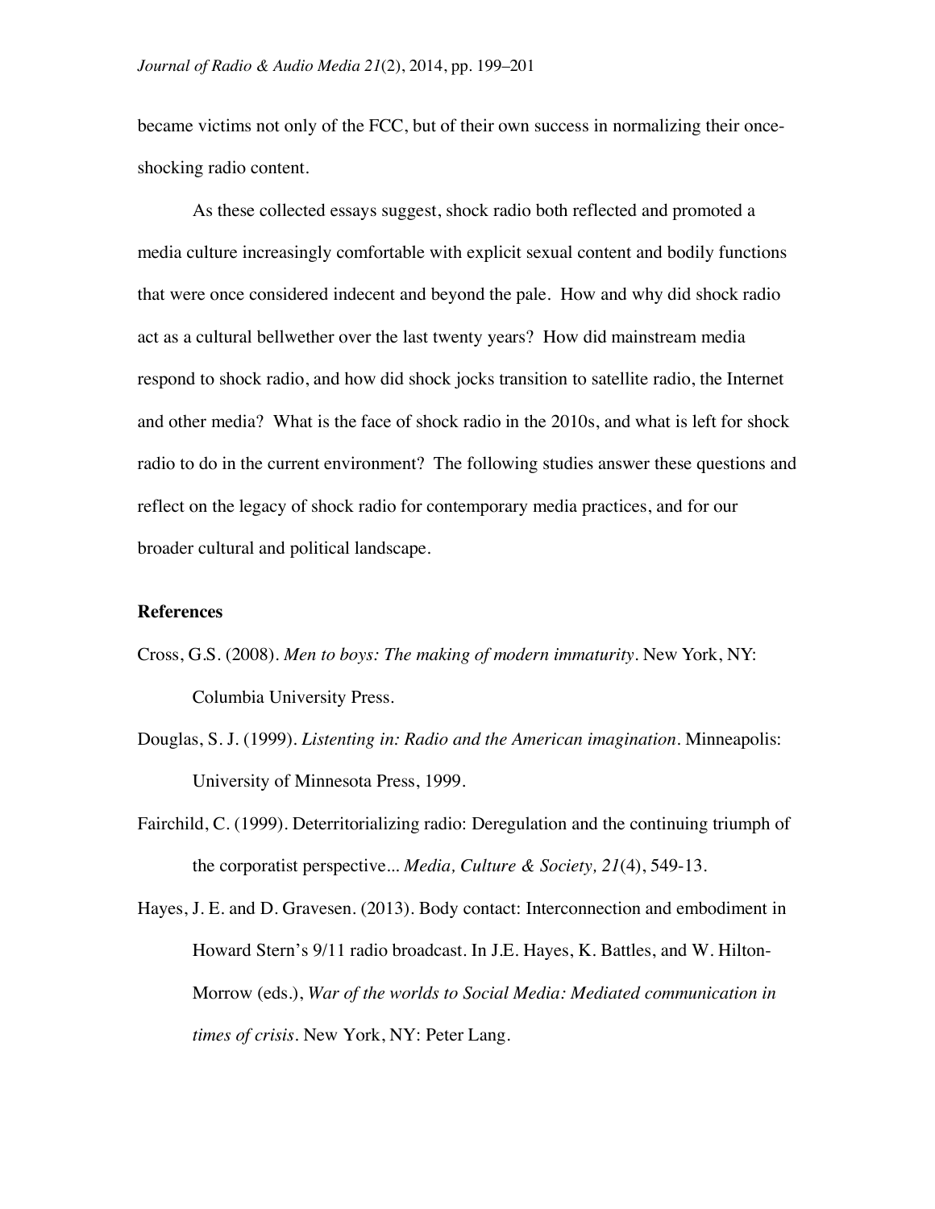became victims not only of the FCC, but of their own success in normalizing their once-shocking radio content.

As these collected essays suggest, shock radio both reflected and promoted a media culture increasingly comfortable with explicit sexual content and bodily functions that were once considered indecent and beyond the pale. How and why did shock radio act as a cultural bellwether over the last twenty years? How did mainstream media respond to shock radio, and how did shock jocks transition to satellite radio, the Internet and other media? What is the face of shock radio in the 2010s, and what is left for shock radio to do in the current environment? The following studies answer these questions and reflect on the legacy of shock radio for contemporary media practices, and for our broader cultural and political landscape.

**References**

Cross, G.S. (2008). *Men to boys: The making of modern immaturity*. New York, NY: Columbia University Press.

Douglas, S. J. (1999). *Listenting in: Radio and the American imagination*. Minneapolis: University of Minnesota Press, 1999.

Fairchild, C. (1999). Deterritorializing radio: Deregulation and the continuing triumph of the corporatist perspective... *Media, Culture & Society, 21*(4), 549-13.

Hayes, J. E. and D. Gravesen. (2013). Body contact: Interconnection and embodiment in Howard Stern's 9/11 radio broadcast. In J.E. Hayes, K. Battles, and W. Hilton-Morrow (eds.), *War of the worlds to Social Media: Mediated communication in times of crisis*. New York, NY: Peter Lang.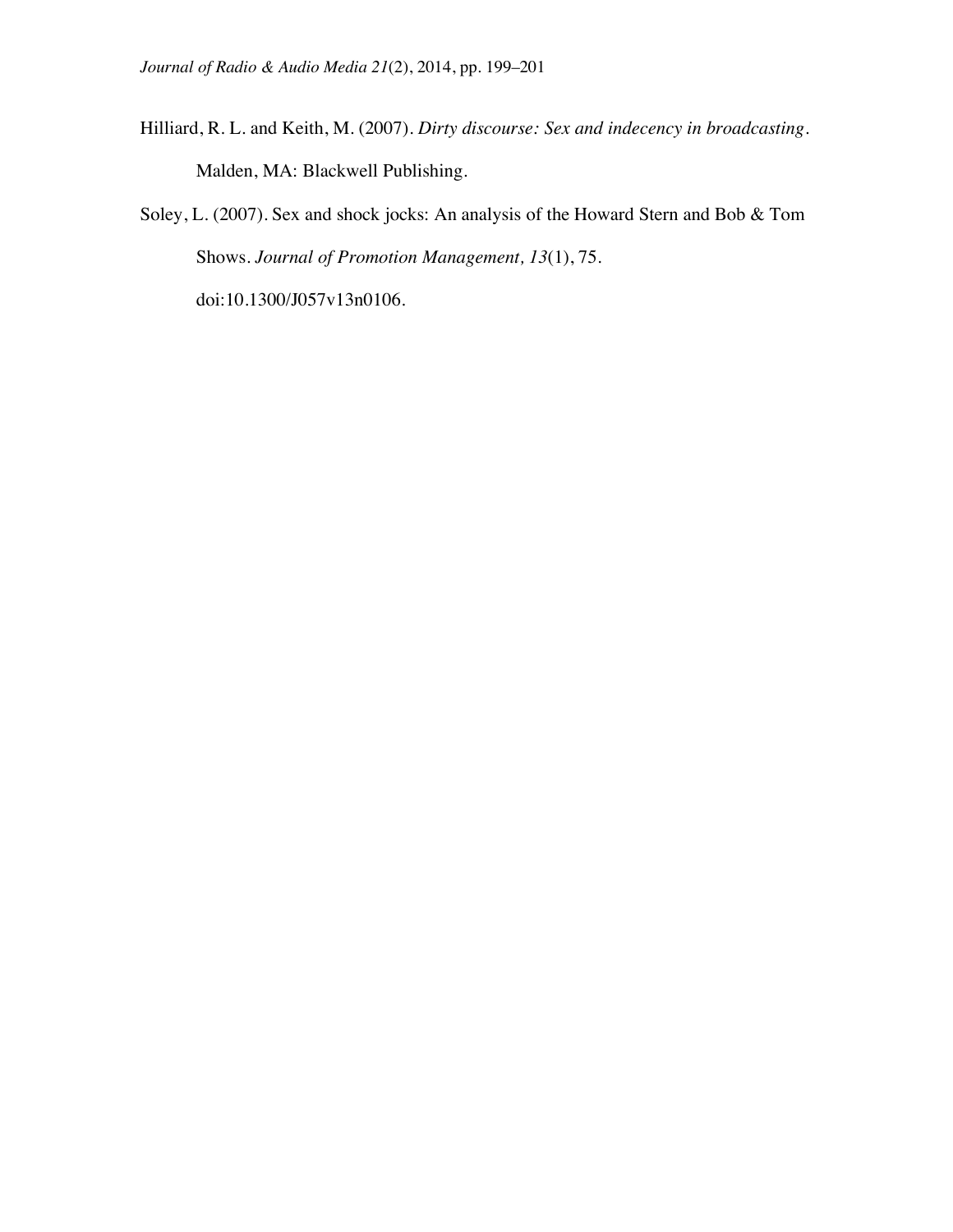Hilliard, R. L. and Keith, M. (2007). *Dirty discourse: Sex and indecency in broadcasting*. Malden, MA: Blackwell Publishing.

Soley, L. (2007). Sex and shock jocks: An analysis of the Howard Stern and Bob & Tom Shows. *Journal of Promotion Management, 13*(1), 75. doi:10.1300/J057v13n0106.